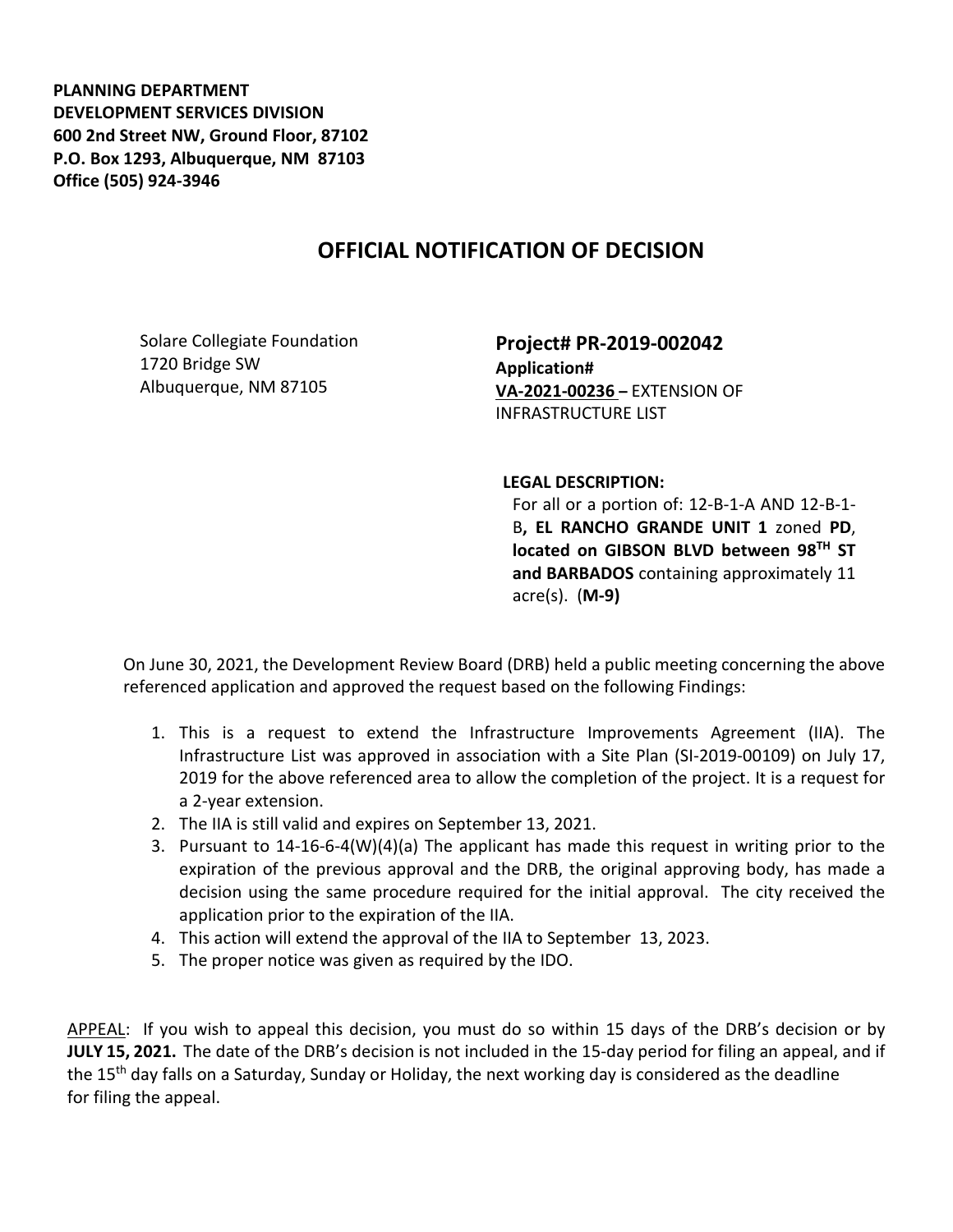**PLANNING DEPARTMENT**
**DEVELOPMENT SERVICES DIVISION**
**600 2nd Street NW, Ground Floor, 87102**
**P.O. Box 1293, Albuquerque, NM 87103**
**Office (505) 924-3946**

# OFFICIAL NOTIFICATION OF DECISION

Solare Collegiate Foundation
1720 Bridge SW
Albuquerque, NM 87105

**Project# PR-2019-002042**
**Application#**
**VA-2021-00236 –** EXTENSION OF INFRASTRUCTURE LIST

**LEGAL DESCRIPTION:**
For all or a portion of: 12-B-1-A AND 12-B-1-B**, EL RANCHO GRANDE UNIT 1** zoned **PD**, **located on GIBSON BLVD between 98TH ST and BARBADOS** containing approximately 11 acre(s). (**M-9)**

On June 30, 2021, the Development Review Board (DRB) held a public meeting concerning the above referenced application and approved the request based on the following Findings:

1. This is a request to extend the Infrastructure Improvements Agreement (IIA). The Infrastructure List was approved in association with a Site Plan (SI-2019-00109) on July 17, 2019 for the above referenced area to allow the completion of the project. It is a request for a 2-year extension.
2. The IIA is still valid and expires on September 13, 2021.
3. Pursuant to 14-16-6-4(W)(4)(a) The applicant has made this request in writing prior to the expiration of the previous approval and the DRB, the original approving body, has made a decision using the same procedure required for the initial approval. The city received the application prior to the expiration of the IIA.
4. This action will extend the approval of the IIA to September 13, 2023.
5. The proper notice was given as required by the IDO.

APPEAL: If you wish to appeal this decision, you must do so within 15 days of the DRB's decision or by **JULY 15, 2021.** The date of the DRB's decision is not included in the 15-day period for filing an appeal, and if the 15th day falls on a Saturday, Sunday or Holiday, the next working day is considered as the deadline for filing the appeal.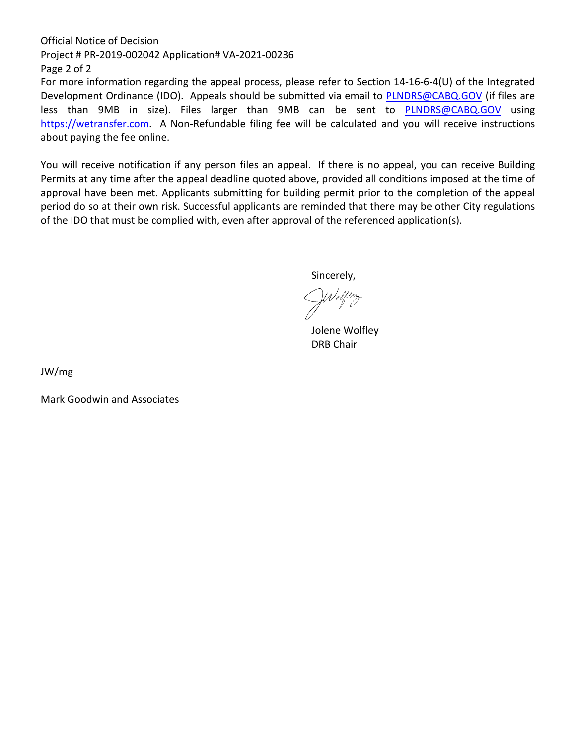For more information regarding the appeal process, please refer to Section 14-16-6-4(U) of the Integrated Development Ordinance (IDO). Appeals should be submitted via email to PLNDRS@CABQ.GOV (if files are less than 9MB in size). Files larger than 9MB can be sent to PLNDRS@CABQ.GOV using https://wetransfer.com. A Non-Refundable filing fee will be calculated and you will receive instructions about paying the fee online.

You will receive notification if any person files an appeal. If there is no appeal, you can receive Building Permits at any time after the appeal deadline quoted above, provided all conditions imposed at the time of approval have been met. Applicants submitting for building permit prior to the completion of the appeal period do so at their own risk. Successful applicants are reminded that there may be other City regulations of the IDO that must be complied with, even after approval of the referenced application(s).

Sincerely,

Jolene Wolfley
DRB Chair

JW/mg

Mark Goodwin and Associates